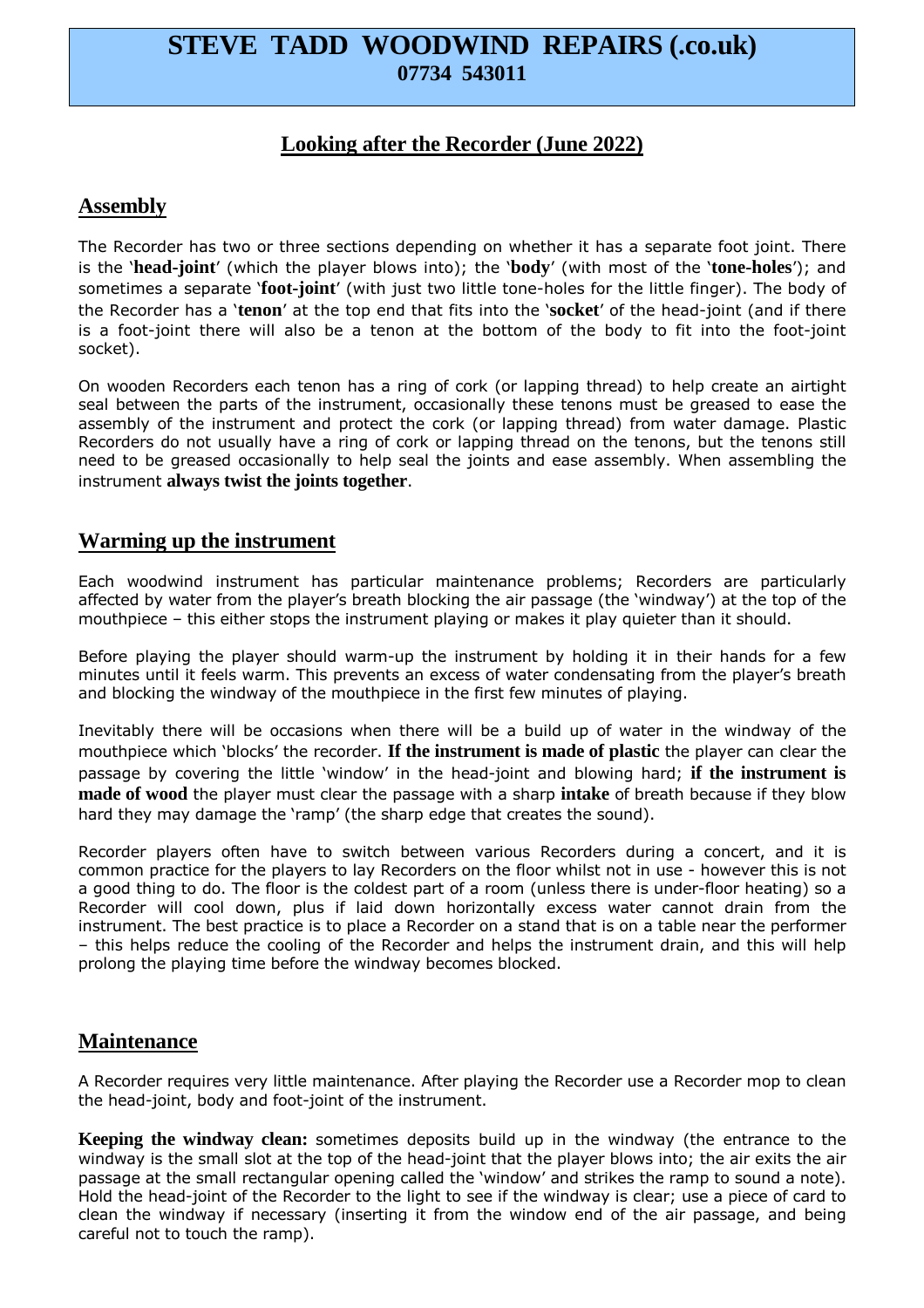# STEVE TADD WOODWIND REPAIRS (.co.uk)
**07734 543011**

## Looking after the Recorder (June 2022)

### Assembly

The Recorder has two or three sections depending on whether it has a separate foot joint. There is the '**head-joint**' (which the player blows into); the '**body**' (with most of the '**tone-holes**'); and sometimes a separate '**foot-joint**' (with just two little tone-holes for the little finger). The body of the Recorder has a '**tenon**' at the top end that fits into the '**socket**' of the head-joint (and if there is a foot-joint there will also be a tenon at the bottom of the body to fit into the foot-joint socket).

On wooden Recorders each tenon has a ring of cork (or lapping thread) to help create an airtight seal between the parts of the instrument, occasionally these tenons must be greased to ease the assembly of the instrument and protect the cork (or lapping thread) from water damage. Plastic Recorders do not usually have a ring of cork or lapping thread on the tenons, but the tenons still need to be greased occasionally to help seal the joints and ease assembly. When assembling the instrument **always twist the joints together**.

### Warming up the instrument

Each woodwind instrument has particular maintenance problems; Recorders are particularly affected by water from the player's breath blocking the air passage (the 'windway') at the top of the mouthpiece – this either stops the instrument playing or makes it play quieter than it should.

Before playing the player should warm-up the instrument by holding it in their hands for a few minutes until it feels warm. This prevents an excess of water condensating from the player's breath and blocking the windway of the mouthpiece in the first few minutes of playing.

Inevitably there will be occasions when there will be a build up of water in the windway of the mouthpiece which 'blocks' the recorder. **If the instrument is made of plastic** the player can clear the passage by covering the little 'window' in the head-joint and blowing hard; **if the instrument is made of wood** the player must clear the passage with a sharp **intake** of breath because if they blow hard they may damage the 'ramp' (the sharp edge that creates the sound).

Recorder players often have to switch between various Recorders during a concert, and it is common practice for the players to lay Recorders on the floor whilst not in use - however this is not a good thing to do. The floor is the coldest part of a room (unless there is under-floor heating) so a Recorder will cool down, plus if laid down horizontally excess water cannot drain from the instrument. The best practice is to place a Recorder on a stand that is on a table near the performer – this helps reduce the cooling of the Recorder and helps the instrument drain, and this will help prolong the playing time before the windway becomes blocked.

### Maintenance

A Recorder requires very little maintenance. After playing the Recorder use a Recorder mop to clean the head-joint, body and foot-joint of the instrument.

**Keeping the windway clean:** sometimes deposits build up in the windway (the entrance to the windway is the small slot at the top of the head-joint that the player blows into; the air exits the air passage at the small rectangular opening called the 'window' and strikes the ramp to sound a note). Hold the head-joint of the Recorder to the light to see if the windway is clear; use a piece of card to clean the windway if necessary (inserting it from the window end of the air passage, and being careful not to touch the ramp).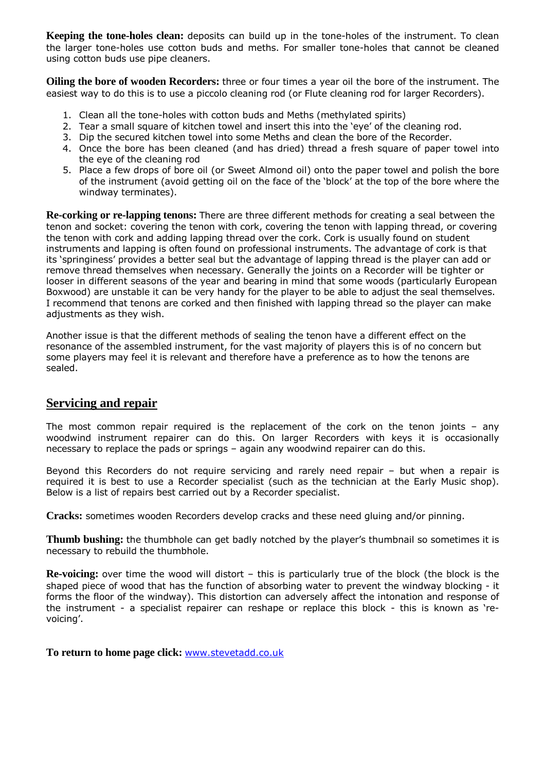**Keeping the tone-holes clean:** deposits can build up in the tone-holes of the instrument. To clean the larger tone-holes use cotton buds and meths. For smaller tone-holes that cannot be cleaned using cotton buds use pipe cleaners.

**Oiling the bore of wooden Recorders:** three or four times a year oil the bore of the instrument. The easiest way to do this is to use a piccolo cleaning rod (or Flute cleaning rod for larger Recorders).

1. Clean all the tone-holes with cotton buds and Meths (methylated spirits)
2. Tear a small square of kitchen towel and insert this into the 'eye' of the cleaning rod.
3. Dip the secured kitchen towel into some Meths and clean the bore of the Recorder.
4. Once the bore has been cleaned (and has dried) thread a fresh square of paper towel into the eye of the cleaning rod
5. Place a few drops of bore oil (or Sweet Almond oil) onto the paper towel and polish the bore of the instrument (avoid getting oil on the face of the 'block' at the top of the bore where the windway terminates).

**Re-corking or re-lapping tenons:** There are three different methods for creating a seal between the tenon and socket: covering the tenon with cork, covering the tenon with lapping thread, or covering the tenon with cork and adding lapping thread over the cork. Cork is usually found on student instruments and lapping is often found on professional instruments. The advantage of cork is that its 'springiness' provides a better seal but the advantage of lapping thread is the player can add or remove thread themselves when necessary. Generally the joints on a Recorder will be tighter or looser in different seasons of the year and bearing in mind that some woods (particularly European Boxwood) are unstable it can be very handy for the player to be able to adjust the seal themselves. I recommend that tenons are corked and then finished with lapping thread so the player can make adjustments as they wish.

Another issue is that the different methods of sealing the tenon have a different effect on the resonance of the assembled instrument, for the vast majority of players this is of no concern but some players may feel it is relevant and therefore have a preference as to how the tenons are sealed.

## Servicing and repair

The most common repair required is the replacement of the cork on the tenon joints – any woodwind instrument repairer can do this. On larger Recorders with keys it is occasionally necessary to replace the pads or springs – again any woodwind repairer can do this.

Beyond this Recorders do not require servicing and rarely need repair – but when a repair is required it is best to use a Recorder specialist (such as the technician at the Early Music shop). Below is a list of repairs best carried out by a Recorder specialist.

**Cracks:** sometimes wooden Recorders develop cracks and these need gluing and/or pinning.

**Thumb bushing:** the thumbhole can get badly notched by the player's thumbnail so sometimes it is necessary to rebuild the thumbhole.

**Re-voicing:** over time the wood will distort – this is particularly true of the block (the block is the shaped piece of wood that has the function of absorbing water to prevent the windway blocking - it forms the floor of the windway). This distortion can adversely affect the intonation and response of the instrument - a specialist repairer can reshape or replace this block - this is known as 're-voicing'.

**To return to home page click:** [www.stevetadd.co.uk](http://www.stevetadd.co.uk)